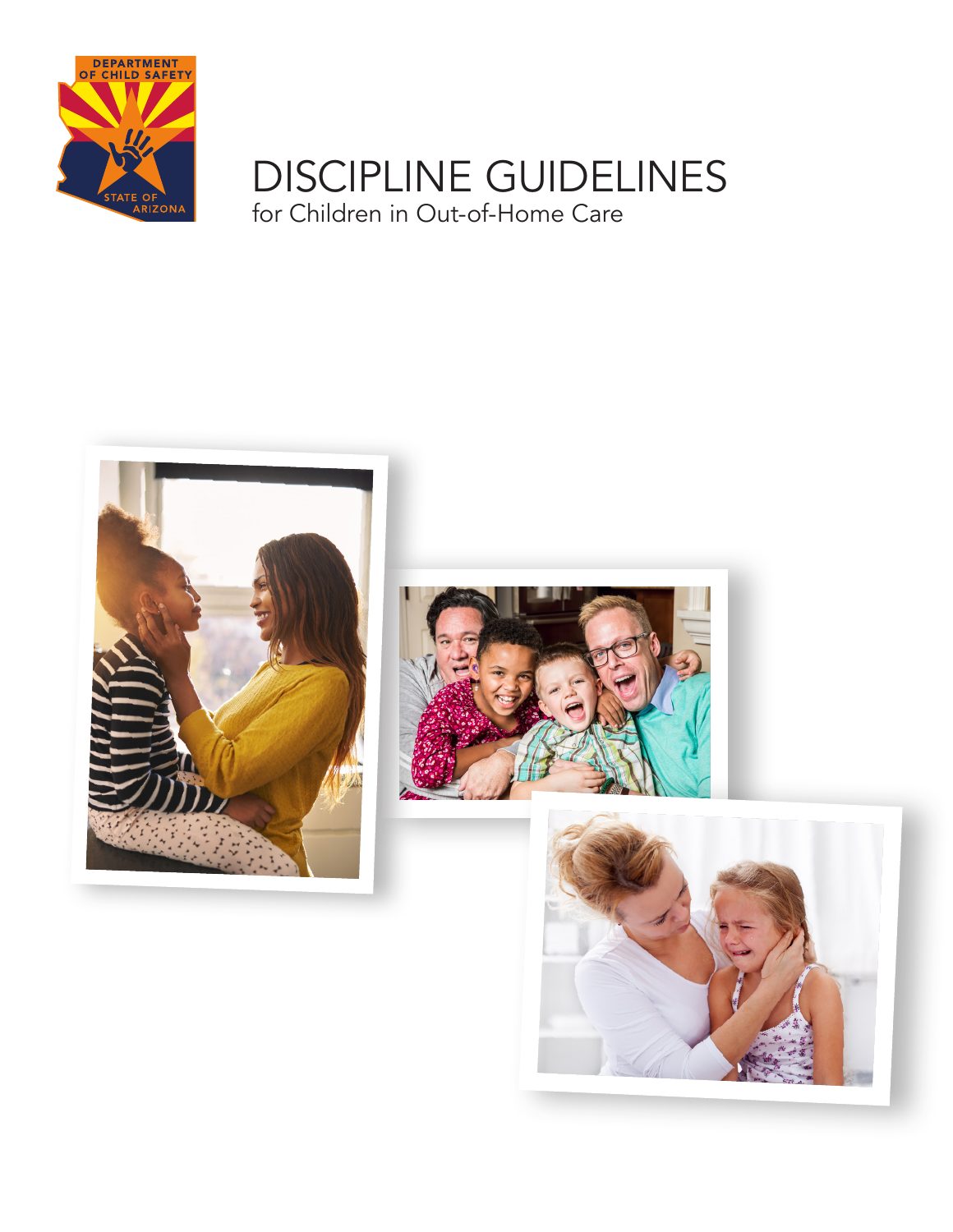DEPARTMENT OF CHILD SAFETY

STATE OF ARIZONA

# DISCIPLINE GUIDELINES

## for Children in Out-of-Home Care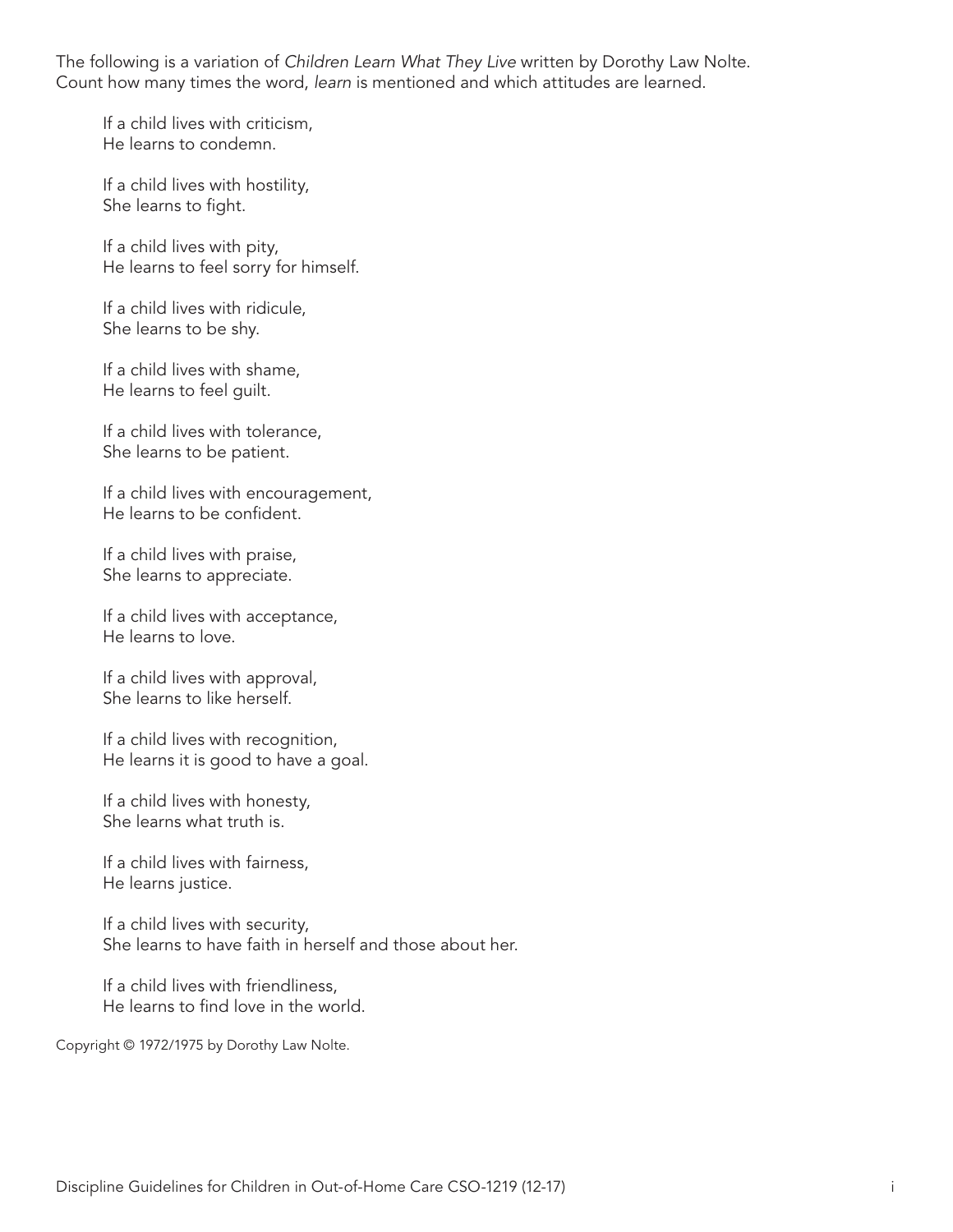The following is a variation of *Children Learn What They Live* written by Dorothy Law Nolte. Count how many times the word, *learn* is mentioned and which attitudes are learned.

> If a child lives with criticism,
> He learns to condemn.
>
> If a child lives with hostility,
> She learns to fight.
>
> If a child lives with pity,
> He learns to feel sorry for himself.
>
> If a child lives with ridicule,
> She learns to be shy.
>
> If a child lives with shame,
> He learns to feel guilt.
>
> If a child lives with tolerance,
> She learns to be patient.
>
> If a child lives with encouragement,
> He learns to be confident.
>
> If a child lives with praise,
> She learns to appreciate.
>
> If a child lives with acceptance,
> He learns to love.
>
> If a child lives with approval,
> She learns to like herself.
>
> If a child lives with recognition,
> He learns it is good to have a goal.
>
> If a child lives with honesty,
> She learns what truth is.
>
> If a child lives with fairness,
> He learns justice.
>
> If a child lives with security,
> She learns to have faith in herself and those about her.
>
> If a child lives with friendliness,
> He learns to find love in the world.

Copyright © 1972/1975 by Dorothy Law Nolte.

Discipline Guidelines for Children in Out-of-Home Care CSO-1219 (12-17)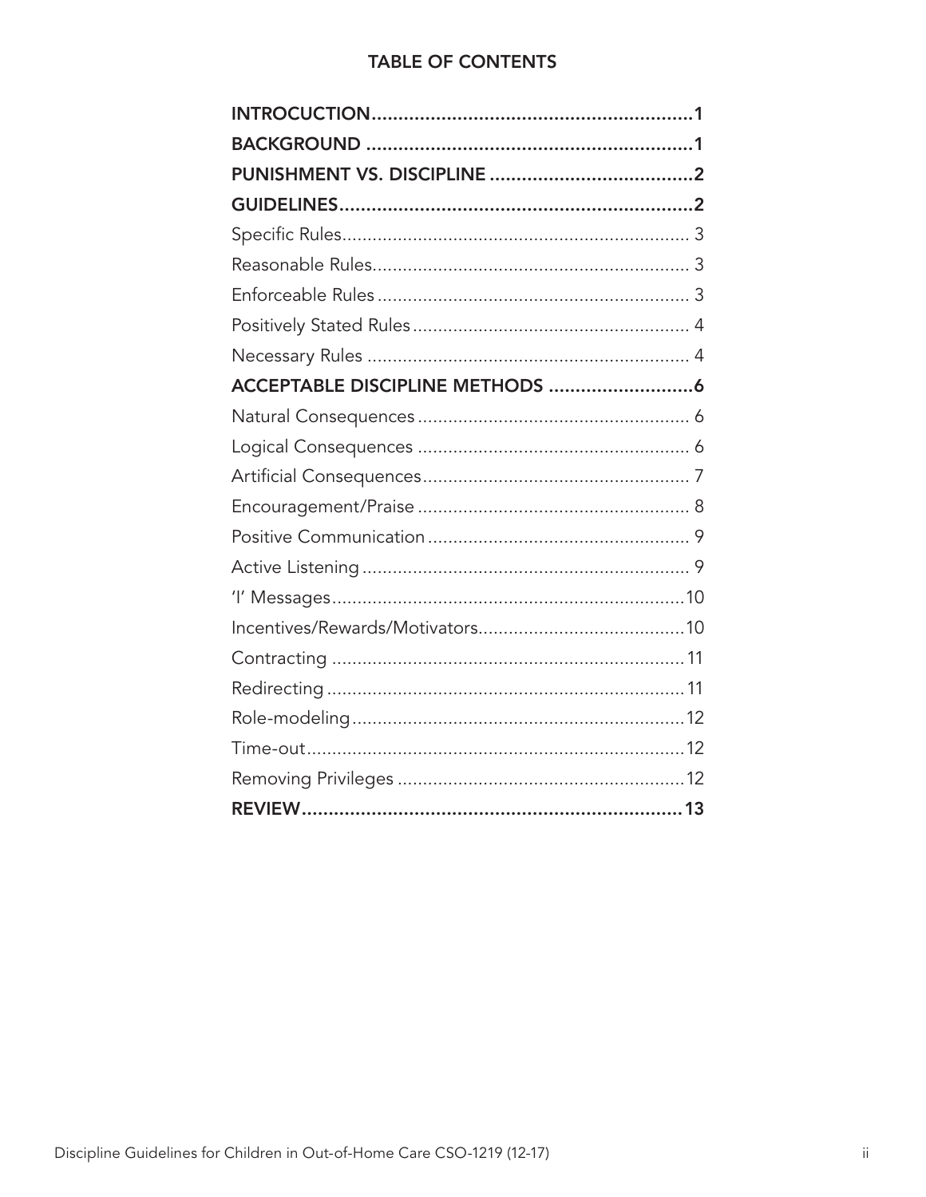# TABLE OF CONTENTS

**INTROCUCTION** ............................................................. **1**
**BACKGROUND** ............................................................. **1**
**PUNISHMENT VS. DISCIPLINE** ....................................... **2**
**GUIDELINES** ............................................................... **2**
Specific Rules ................................................................. 3
Reasonable Rules ............................................................ 3
Enforceable Rules ............................................................ 3
Positively Stated Rules ..................................................... 4
Necessary Rules .............................................................. 4
**ACCEPTABLE DISCIPLINE METHODS** ............................. **6**
Natural Consequences ...................................................... 6
Logical Consequences ...................................................... 6
Artificial Consequences ..................................................... 7
Encouragement/Praise ...................................................... 8
Positive Communication .................................................... 9
Active Listening ................................................................ 9
'I' Messages ................................................................... 10
Incentives/Rewards/Motivators .......................................... 10
Contracting .................................................................... 11
Redirecting .................................................................... 11
Role-modeling ................................................................ 12
Time-out ........................................................................ 12
Removing Privileges ........................................................ 12
**REVIEW** ...................................................................... **13**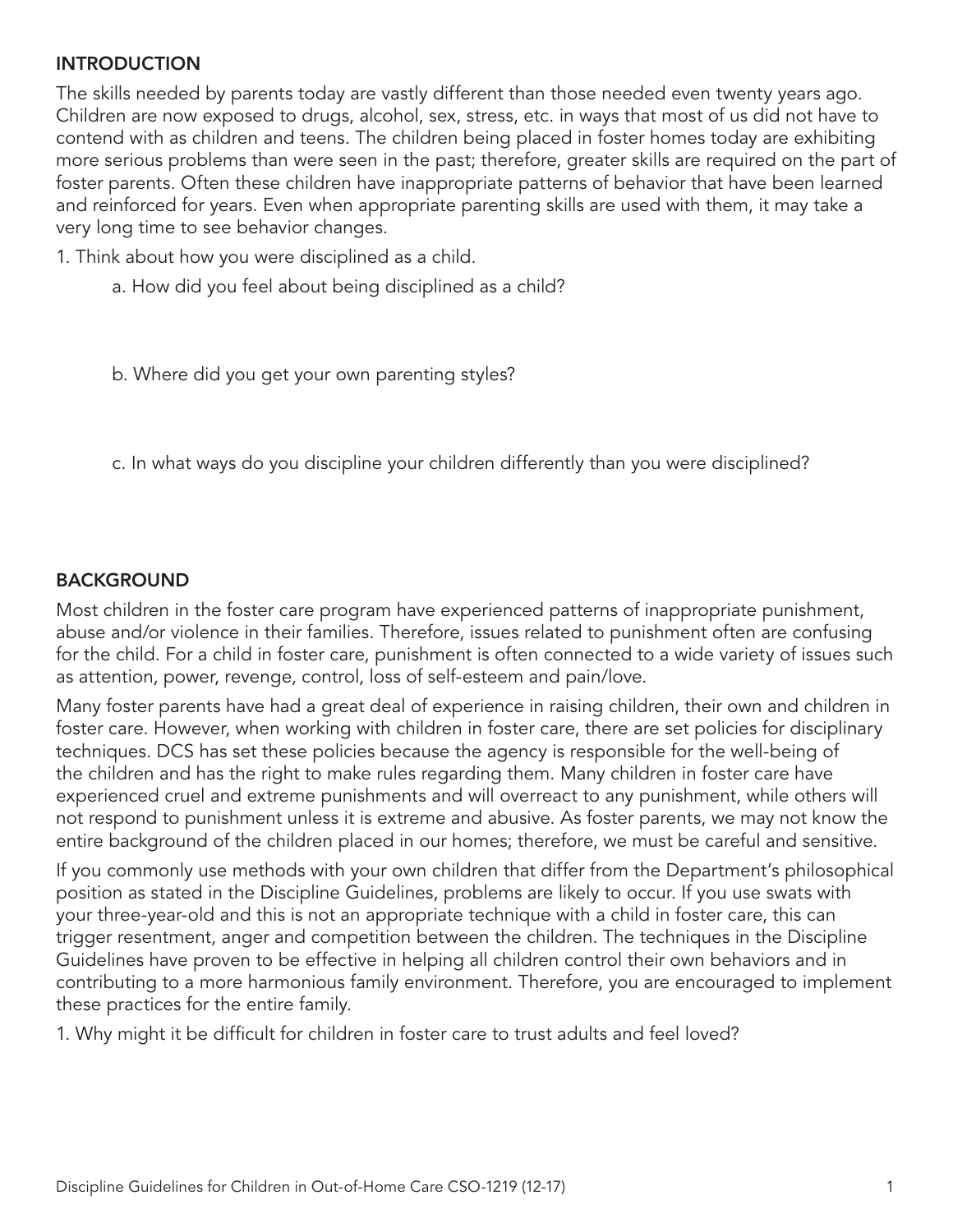## INTRODUCTION

The skills needed by parents today are vastly different than those needed even twenty years ago. Children are now exposed to drugs, alcohol, sex, stress, etc. in ways that most of us did not have to contend with as children and teens. The children being placed in foster homes today are exhibiting more serious problems than were seen in the past; therefore, greater skills are required on the part of foster parents. Often these children have inappropriate patterns of behavior that have been learned and reinforced for years. Even when appropriate parenting skills are used with them, it may take a very long time to see behavior changes.

1. Think about how you were disciplined as a child.
   a. How did you feel about being disciplined as a child?

   b. Where did you get your own parenting styles?

   c. In what ways do you discipline your children differently than you were disciplined?

## BACKGROUND

Most children in the foster care program have experienced patterns of inappropriate punishment, abuse and/or violence in their families. Therefore, issues related to punishment often are confusing for the child. For a child in foster care, punishment is often connected to a wide variety of issues such as attention, power, revenge, control, loss of self-esteem and pain/love.

Many foster parents have had a great deal of experience in raising children, their own and children in foster care. However, when working with children in foster care, there are set policies for disciplinary techniques. DCS has set these policies because the agency is responsible for the well-being of the children and has the right to make rules regarding them. Many children in foster care have experienced cruel and extreme punishments and will overreact to any punishment, while others will not respond to punishment unless it is extreme and abusive. As foster parents, we may not know the entire background of the children placed in our homes; therefore, we must be careful and sensitive.

If you commonly use methods with your own children that differ from the Department's philosophical position as stated in the Discipline Guidelines, problems are likely to occur. If you use swats with your three-year-old and this is not an appropriate technique with a child in foster care, this can trigger resentment, anger and competition between the children. The techniques in the Discipline Guidelines have proven to be effective in helping all children control their own behaviors and in contributing to a more harmonious family environment. Therefore, you are encouraged to implement these practices for the entire family.

1. Why might it be difficult for children in foster care to trust adults and feel loved?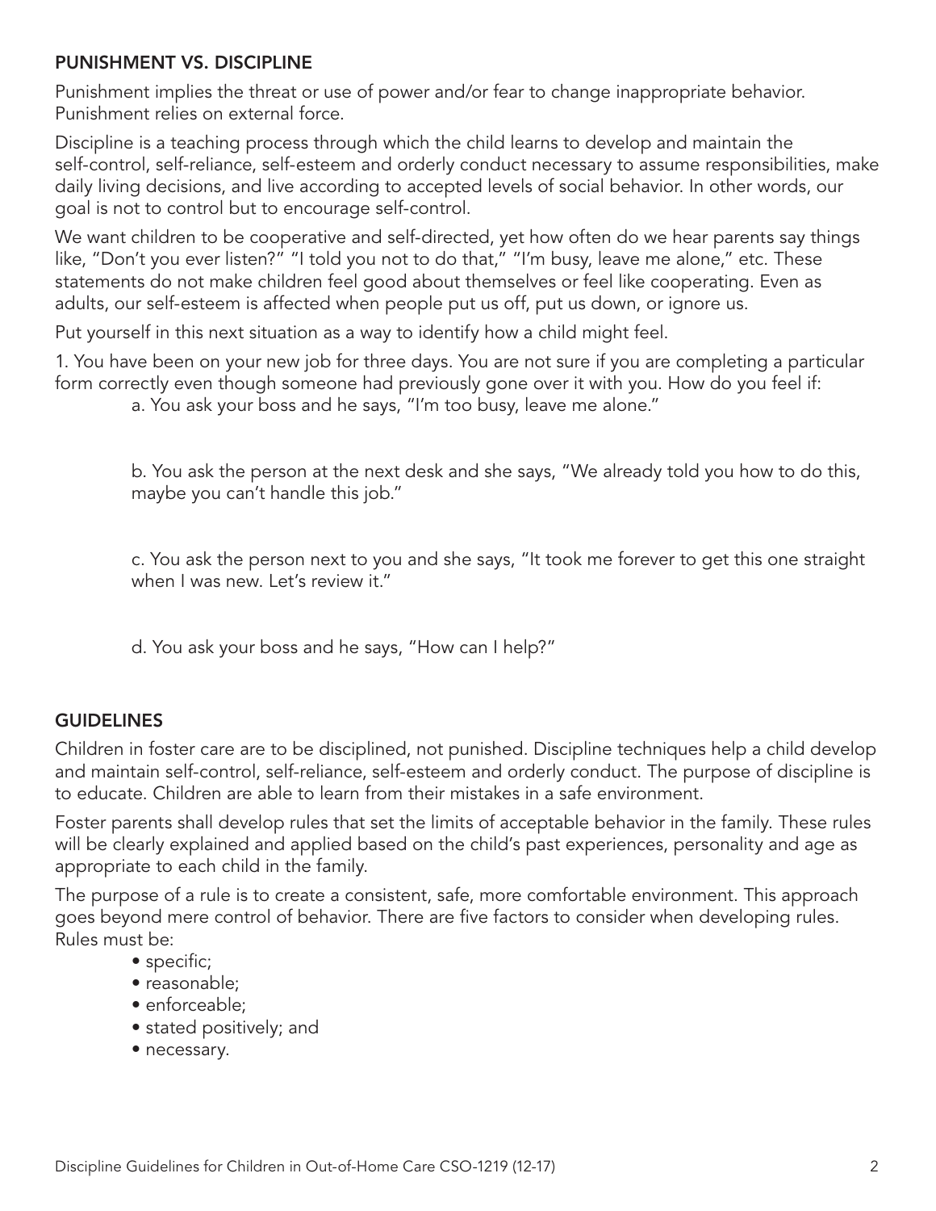## PUNISHMENT VS. DISCIPLINE

Punishment implies the threat or use of power and/or fear to change inappropriate behavior. Punishment relies on external force.

Discipline is a teaching process through which the child learns to develop and maintain the self-control, self-reliance, self-esteem and orderly conduct necessary to assume responsibilities, make daily living decisions, and live according to accepted levels of social behavior. In other words, our goal is not to control but to encourage self-control.

We want children to be cooperative and self-directed, yet how often do we hear parents say things like, "Don't you ever listen?" "I told you not to do that," "I'm busy, leave me alone," etc. These statements do not make children feel good about themselves or feel like cooperating. Even as adults, our self-esteem is affected when people put us off, put us down, or ignore us.

Put yourself in this next situation as a way to identify how a child might feel.

1. You have been on your new job for three days. You are not sure if you are completing a particular form correctly even though someone had previously gone over it with you. How do you feel if:

   a. You ask your boss and he says, "I'm too busy, leave me alone."

   b. You ask the person at the next desk and she says, "We already told you how to do this, maybe you can't handle this job."

   c. You ask the person next to you and she says, "It took me forever to get this one straight when I was new. Let's review it."

   d. You ask your boss and he says, "How can I help?"

## GUIDELINES

Children in foster care are to be disciplined, not punished. Discipline techniques help a child develop and maintain self-control, self-reliance, self-esteem and orderly conduct. The purpose of discipline is to educate. Children are able to learn from their mistakes in a safe environment.

Foster parents shall develop rules that set the limits of acceptable behavior in the family. These rules will be clearly explained and applied based on the child's past experiences, personality and age as appropriate to each child in the family.

The purpose of a rule is to create a consistent, safe, more comfortable environment. This approach goes beyond mere control of behavior. There are five factors to consider when developing rules. Rules must be:

- specific;
- reasonable;
- enforceable;
- stated positively; and
- necessary.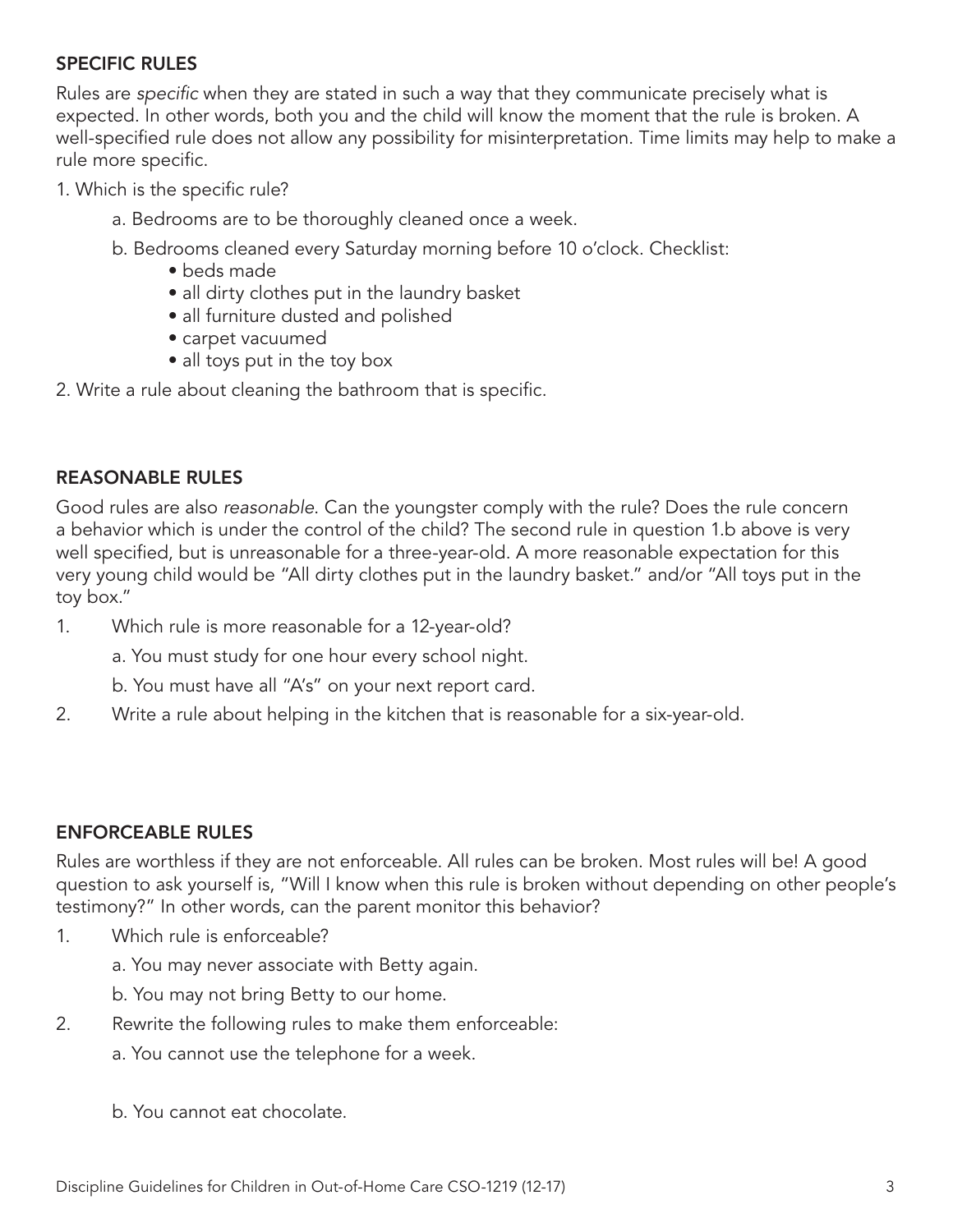## SPECIFIC RULES

Rules are *specific* when they are stated in such a way that they communicate precisely what is expected. In other words, both you and the child will know the moment that the rule is broken. A well-specified rule does not allow any possibility for misinterpretation. Time limits may help to make a rule more specific.

1. Which is the specific rule?
   a. Bedrooms are to be thoroughly cleaned once a week.
   b. Bedrooms cleaned every Saturday morning before 10 o'clock. Checklist:
      - beds made
      - all dirty clothes put in the laundry basket
      - all furniture dusted and polished
      - carpet vacuumed
      - all toys put in the toy box
2. Write a rule about cleaning the bathroom that is specific.

## REASONABLE RULES

Good rules are also *reasonable*. Can the youngster comply with the rule? Does the rule concern a behavior which is under the control of the child? The second rule in question 1.b above is very well specified, but is unreasonable for a three-year-old. A more reasonable expectation for this very young child would be "All dirty clothes put in the laundry basket." and/or "All toys put in the toy box."

1. Which rule is more reasonable for a 12-year-old?
   a. You must study for one hour every school night.
   b. You must have all "A's" on your next report card.
2. Write a rule about helping in the kitchen that is reasonable for a six-year-old.

## ENFORCEABLE RULES

Rules are worthless if they are not enforceable. All rules can be broken. Most rules will be! A good question to ask yourself is, "Will I know when this rule is broken without depending on other people's testimony?" In other words, can the parent monitor this behavior?

1. Which rule is enforceable?
   a. You may never associate with Betty again.
   b. You may not bring Betty to our home.
2. Rewrite the following rules to make them enforceable:
   a. You cannot use the telephone for a week.

   b. You cannot eat chocolate.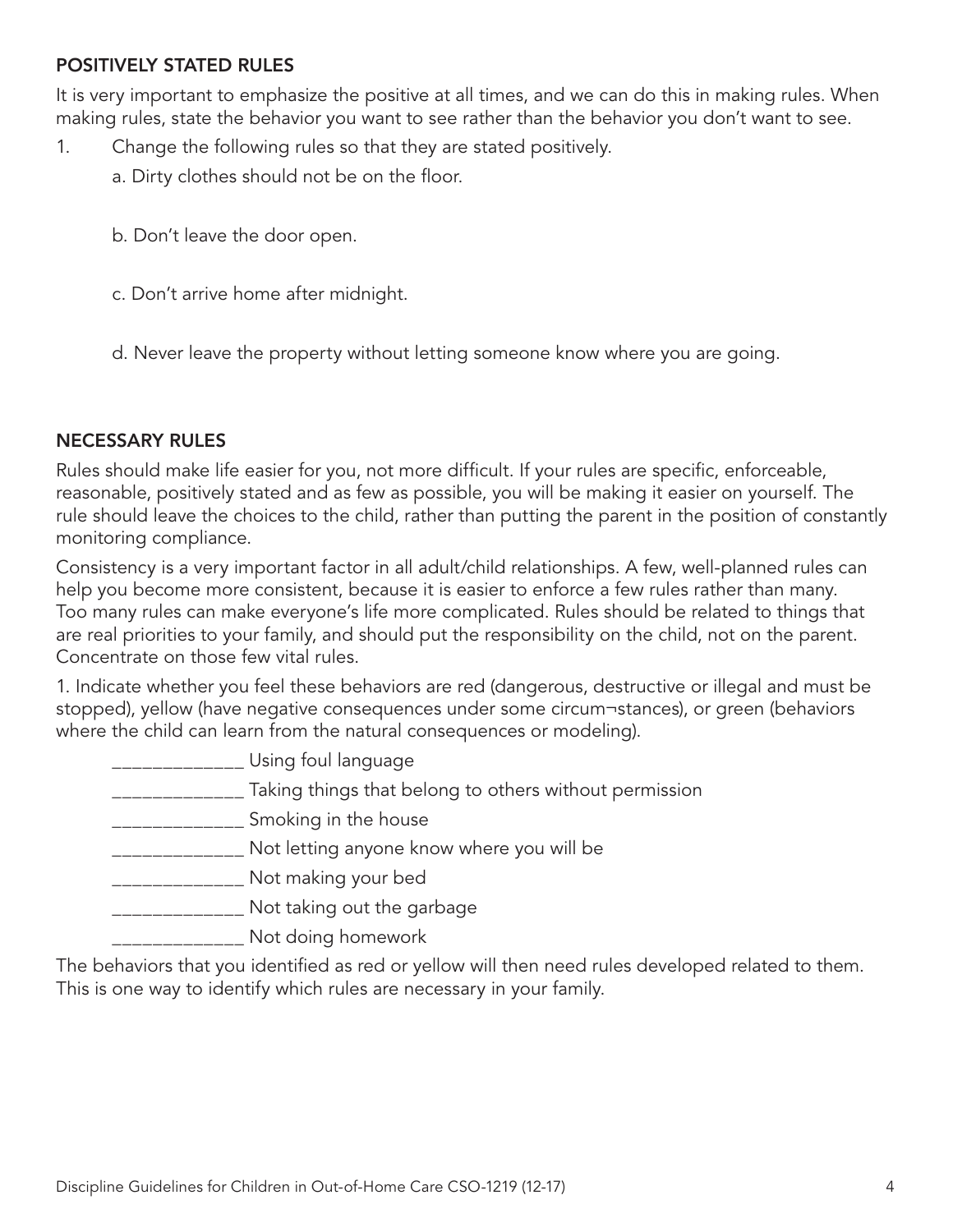## POSITIVELY STATED RULES

It is very important to emphasize the positive at all times, and we can do this in making rules. When making rules, state the behavior you want to see rather than the behavior you don't want to see.

1. Change the following rules so that they are stated positively.

   a. Dirty clothes should not be on the floor.

   b. Don't leave the door open.

   c. Don't arrive home after midnight.

   d. Never leave the property without letting someone know where you are going.

## NECESSARY RULES

Rules should make life easier for you, not more difficult. If your rules are specific, enforceable, reasonable, positively stated and as few as possible, you will be making it easier on yourself. The rule should leave the choices to the child, rather than putting the parent in the position of constantly monitoring compliance.

Consistency is a very important factor in all adult/child relationships. A few, well-planned rules can help you become more consistent, because it is easier to enforce a few rules rather than many. Too many rules can make everyone's life more complicated. Rules should be related to things that are real priorities to your family, and should put the responsibility on the child, not on the parent. Concentrate on those few vital rules.

1. Indicate whether you feel these behaviors are red (dangerous, destructive or illegal and must be stopped), yellow (have negative consequences under some circum¬stances), or green (behaviors where the child can learn from the natural consequences or modeling).

   _____________ Using foul language

   _____________ Taking things that belong to others without permission

   _____________ Smoking in the house

   _____________ Not letting anyone know where you will be

   _____________ Not making your bed

   _____________ Not taking out the garbage

   _____________ Not doing homework

The behaviors that you identified as red or yellow will then need rules developed related to them. This is one way to identify which rules are necessary in your family.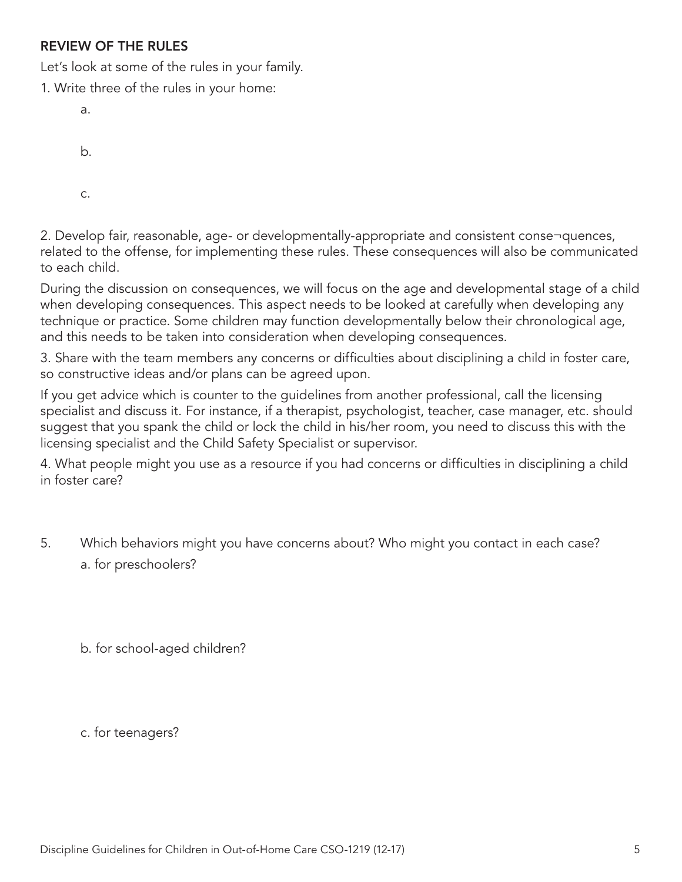## REVIEW OF THE RULES

Let's look at some of the rules in your family.

1. Write three of the rules in your home:

   a.

   b.

   c.

2. Develop fair, reasonable, age- or developmentally-appropriate and consistent conse¬quences, related to the offense, for implementing these rules. These consequences will also be communicated to each child.

During the discussion on consequences, we will focus on the age and developmental stage of a child when developing consequences. This aspect needs to be looked at carefully when developing any technique or practice. Some children may function developmentally below their chronological age, and this needs to be taken into consideration when developing consequences.

3. Share with the team members any concerns or difficulties about disciplining a child in foster care, so constructive ideas and/or plans can be agreed upon.

If you get advice which is counter to the guidelines from another professional, call the licensing specialist and discuss it. For instance, if a therapist, psychologist, teacher, case manager, etc. should suggest that you spank the child or lock the child in his/her room, you need to discuss this with the licensing specialist and the Child Safety Specialist or supervisor.

4. What people might you use as a resource if you had concerns or difficulties in disciplining a child in foster care?

5. Which behaviors might you have concerns about? Who might you contact in each case?

   a. for preschoolers?

   b. for school-aged children?

   c. for teenagers?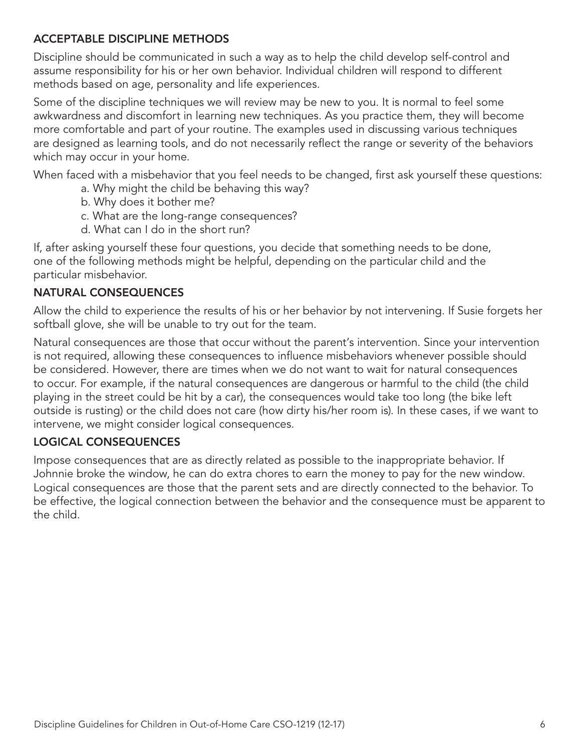## ACCEPTABLE DISCIPLINE METHODS

Discipline should be communicated in such a way as to help the child develop self-control and assume responsibility for his or her own behavior. Individual children will respond to different methods based on age, personality and life experiences.

Some of the discipline techniques we will review may be new to you. It is normal to feel some awkwardness and discomfort in learning new techniques. As you practice them, they will become more comfortable and part of your routine. The examples used in discussing various techniques are designed as learning tools, and do not necessarily reflect the range or severity of the behaviors which may occur in your home.

When faced with a misbehavior that you feel needs to be changed, first ask yourself these questions:

a. Why might the child be behaving this way?
b. Why does it bother me?
c. What are the long-range consequences?
d. What can I do in the short run?

If, after asking yourself these four questions, you decide that something needs to be done, one of the following methods might be helpful, depending on the particular child and the particular misbehavior.

## NATURAL CONSEQUENCES

Allow the child to experience the results of his or her behavior by not intervening. If Susie forgets her softball glove, she will be unable to try out for the team.

Natural consequences are those that occur without the parent's intervention. Since your intervention is not required, allowing these consequences to influence misbehaviors whenever possible should be considered. However, there are times when we do not want to wait for natural consequences to occur. For example, if the natural consequences are dangerous or harmful to the child (the child playing in the street could be hit by a car), the consequences would take too long (the bike left outside is rusting) or the child does not care (how dirty his/her room is). In these cases, if we want to intervene, we might consider logical consequences.

## LOGICAL CONSEQUENCES

Impose consequences that are as directly related as possible to the inappropriate behavior. If Johnnie broke the window, he can do extra chores to earn the money to pay for the new window. Logical consequences are those that the parent sets and are directly connected to the behavior. To be effective, the logical connection between the behavior and the consequence must be apparent to the child.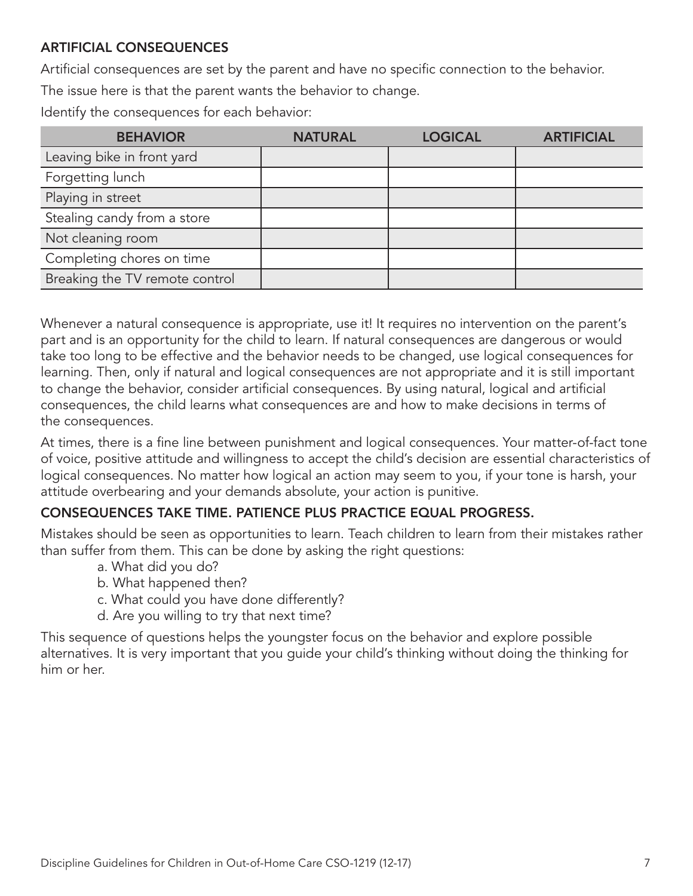### ARTIFICIAL CONSEQUENCES

Artificial consequences are set by the parent and have no specific connection to the behavior.

The issue here is that the parent wants the behavior to change.

Identify the consequences for each behavior:

| BEHAVIOR | NATURAL | LOGICAL | ARTIFICIAL |
|---|---|---|---|
| Leaving bike in front yard | | | |
| Forgetting lunch | | | |
| Playing in street | | | |
| Stealing candy from a store | | | |
| Not cleaning room | | | |
| Completing chores on time | | | |
| Breaking the TV remote control | | | |

Whenever a natural consequence is appropriate, use it! It requires no intervention on the parent's part and is an opportunity for the child to learn. If natural consequences are dangerous or would take too long to be effective and the behavior needs to be changed, use logical consequences for learning. Then, only if natural and logical consequences are not appropriate and it is still important to change the behavior, consider artificial consequences. By using natural, logical and artificial consequences, the child learns what consequences are and how to make decisions in terms of the consequences.

At times, there is a fine line between punishment and logical consequences. Your matter-of-fact tone of voice, positive attitude and willingness to accept the child's decision are essential characteristics of logical consequences. No matter how logical an action may seem to you, if your tone is harsh, your attitude overbearing and your demands absolute, your action is punitive.

### CONSEQUENCES TAKE TIME. PATIENCE PLUS PRACTICE EQUAL PROGRESS.

Mistakes should be seen as opportunities to learn. Teach children to learn from their mistakes rather than suffer from them. This can be done by asking the right questions:

a. What did you do?
b. What happened then?
c. What could you have done differently?
d. Are you willing to try that next time?

This sequence of questions helps the youngster focus on the behavior and explore possible alternatives. It is very important that you guide your child's thinking without doing the thinking for him or her.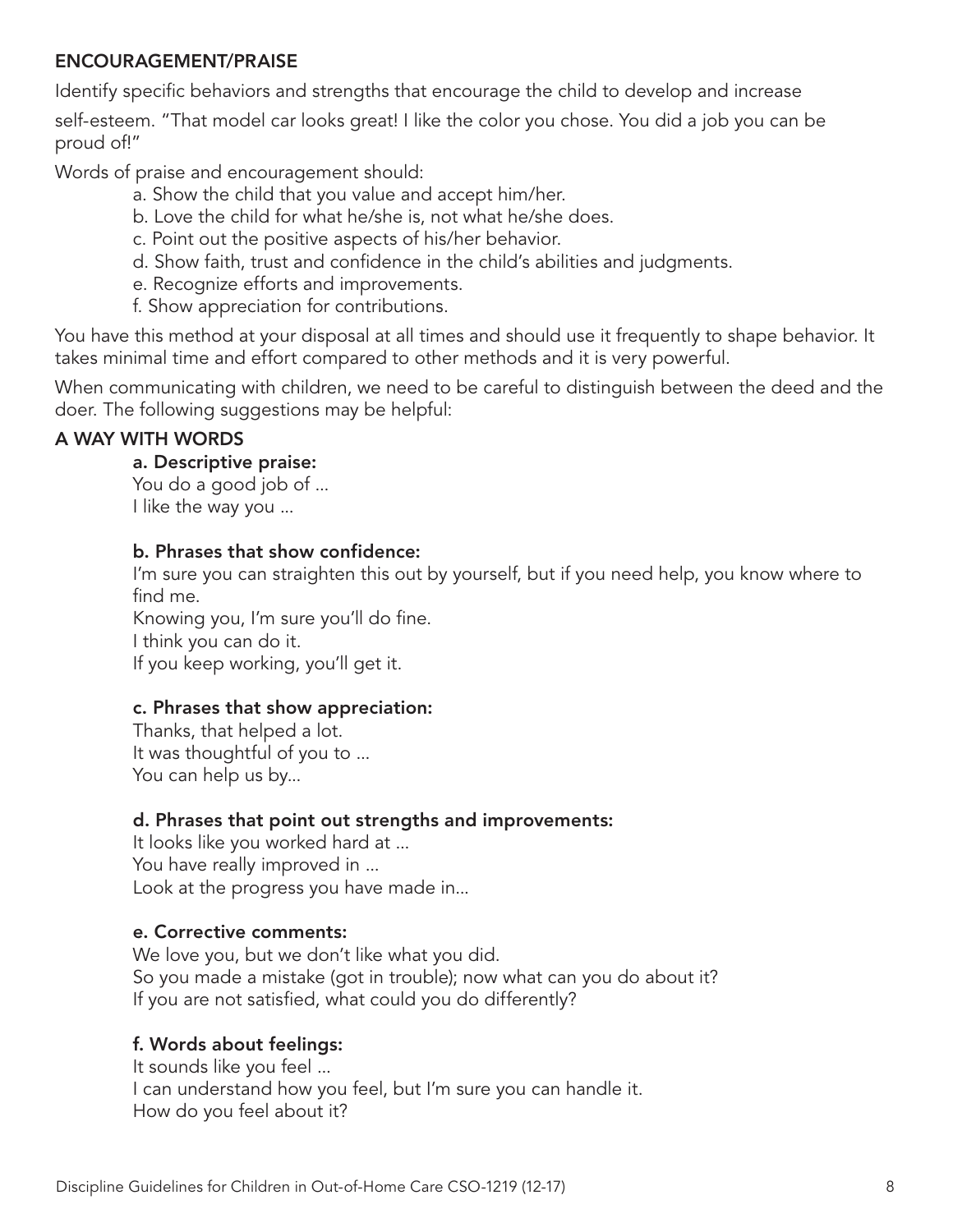## ENCOURAGEMENT/PRAISE

Identify specific behaviors and strengths that encourage the child to develop and increase self-esteem. "That model car looks great! I like the color you chose. You did a job you can be proud of!"

Words of praise and encouragement should:

a. Show the child that you value and accept him/her.
b. Love the child for what he/she is, not what he/she does.
c. Point out the positive aspects of his/her behavior.
d. Show faith, trust and confidence in the child's abilities and judgments.
e. Recognize efforts and improvements.
f. Show appreciation for contributions.

You have this method at your disposal at all times and should use it frequently to shape behavior. It takes minimal time and effort compared to other methods and it is very powerful.

When communicating with children, we need to be careful to distinguish between the deed and the doer. The following suggestions may be helpful:

## A WAY WITH WORDS

**a. Descriptive praise:**
You do a good job of ...
I like the way you ...

**b. Phrases that show confidence:**
I'm sure you can straighten this out by yourself, but if you need help, you know where to find me.
Knowing you, I'm sure you'll do fine.
I think you can do it.
If you keep working, you'll get it.

**c. Phrases that show appreciation:**
Thanks, that helped a lot.
It was thoughtful of you to ...
You can help us by...

**d. Phrases that point out strengths and improvements:**
It looks like you worked hard at ...
You have really improved in ...
Look at the progress you have made in...

**e. Corrective comments:**
We love you, but we don't like what you did.
So you made a mistake (got in trouble); now what can you do about it?
If you are not satisfied, what could you do differently?

**f. Words about feelings:**
It sounds like you feel ...
I can understand how you feel, but I'm sure you can handle it.
How do you feel about it?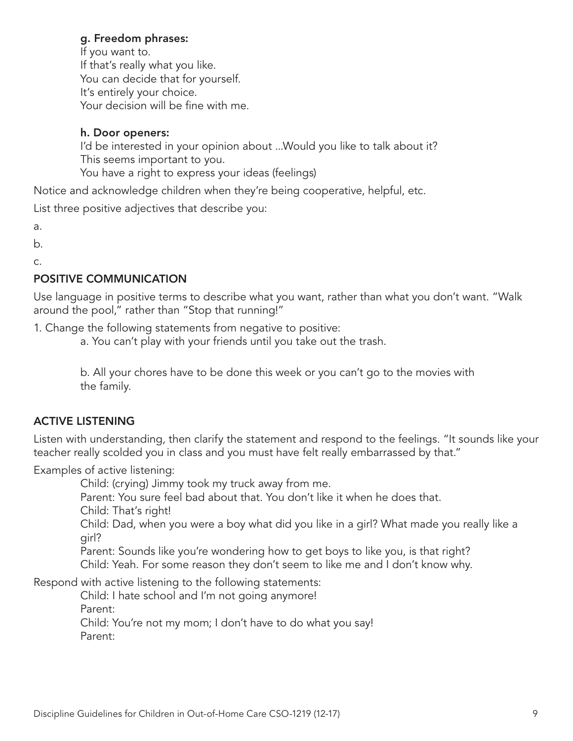**g. Freedom phrases:**

If you want to.
If that's really what you like.
You can decide that for yourself.
It's entirely your choice.
Your decision will be fine with me.

**h. Door openers:**

I'd be interested in your opinion about ...Would you like to talk about it?
This seems important to you.
You have a right to express your ideas (feelings)

Notice and acknowledge children when they're being cooperative, helpful, etc.

List three positive adjectives that describe you:

a.

b.

c.

## POSITIVE COMMUNICATION

Use language in positive terms to describe what you want, rather than what you don't want. "Walk around the pool," rather than "Stop that running!"

1. Change the following statements from negative to positive:

    a. You can't play with your friends until you take out the trash.

    b. All your chores have to be done this week or you can't go to the movies with the family.

## ACTIVE LISTENING

Listen with understanding, then clarify the statement and respond to the feelings. "It sounds like your teacher really scolded you in class and you must have felt really embarrassed by that."

Examples of active listening:

Child: (crying) Jimmy took my truck away from me.
Parent: You sure feel bad about that. You don't like it when he does that.
Child: That's right!
Child: Dad, when you were a boy what did you like in a girl? What made you really like a girl?
Parent: Sounds like you're wondering how to get boys to like you, is that right?
Child: Yeah. For some reason they don't seem to like me and I don't know why.

Respond with active listening to the following statements:

Child: I hate school and I'm not going anymore!
Parent:
Child: You're not my mom; I don't have to do what you say!
Parent: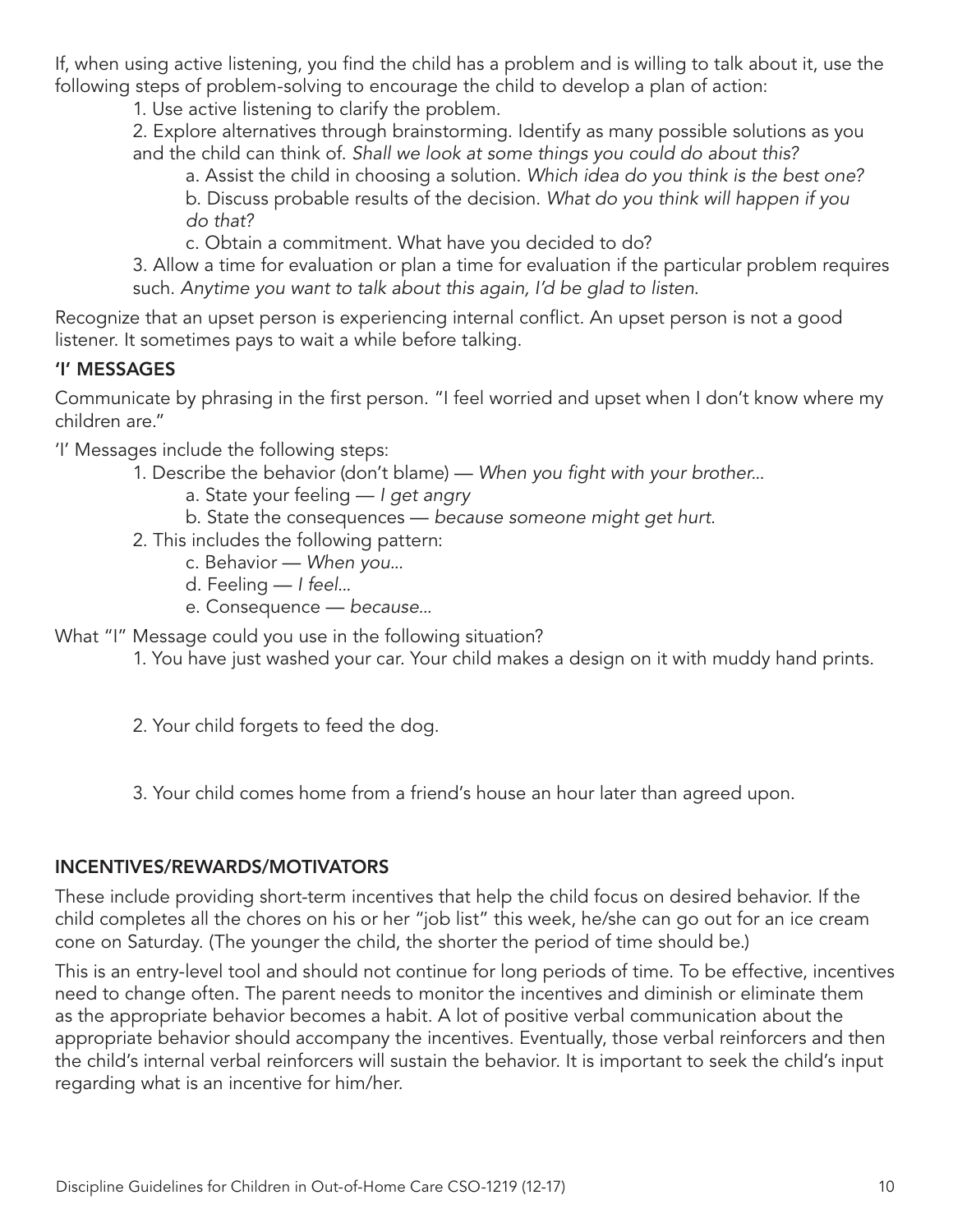If, when using active listening, you find the child has a problem and is willing to talk about it, use the following steps of problem-solving to encourage the child to develop a plan of action:

1. Use active listening to clarify the problem.
2. Explore alternatives through brainstorming. Identify as many possible solutions as you and the child can think of. *Shall we look at some things you could do about this?*
    a. Assist the child in choosing a solution. *Which idea do you think is the best one?*
    b. Discuss probable results of the decision. *What do you think will happen if you do that?*
    c. Obtain a commitment. What have you decided to do?
3. Allow a time for evaluation or plan a time for evaluation if the particular problem requires such. *Anytime you want to talk about this again, I'd be glad to listen.*

Recognize that an upset person is experiencing internal conflict. An upset person is not a good listener. It sometimes pays to wait a while before talking.

## 'I' MESSAGES

Communicate by phrasing in the first person. "I feel worried and upset when I don't know where my children are."

'I' Messages include the following steps:

1. Describe the behavior (don't blame) — *When you fight with your brother...*
    a. State your feeling — *I get angry*
    b. State the consequences — *because someone might get hurt.*
2. This includes the following pattern:
    c. Behavior — *When you...*
    d. Feeling — *I feel...*
    e. Consequence — *because...*

What "I" Message could you use in the following situation?

1. You have just washed your car. Your child makes a design on it with muddy hand prints.

2. Your child forgets to feed the dog.

3. Your child comes home from a friend's house an hour later than agreed upon.

## INCENTIVES/REWARDS/MOTIVATORS

These include providing short-term incentives that help the child focus on desired behavior. If the child completes all the chores on his or her "job list" this week, he/she can go out for an ice cream cone on Saturday. (The younger the child, the shorter the period of time should be.)

This is an entry-level tool and should not continue for long periods of time. To be effective, incentives need to change often. The parent needs to monitor the incentives and diminish or eliminate them as the appropriate behavior becomes a habit. A lot of positive verbal communication about the appropriate behavior should accompany the incentives. Eventually, those verbal reinforcers and then the child's internal verbal reinforcers will sustain the behavior. It is important to seek the child's input regarding what is an incentive for him/her.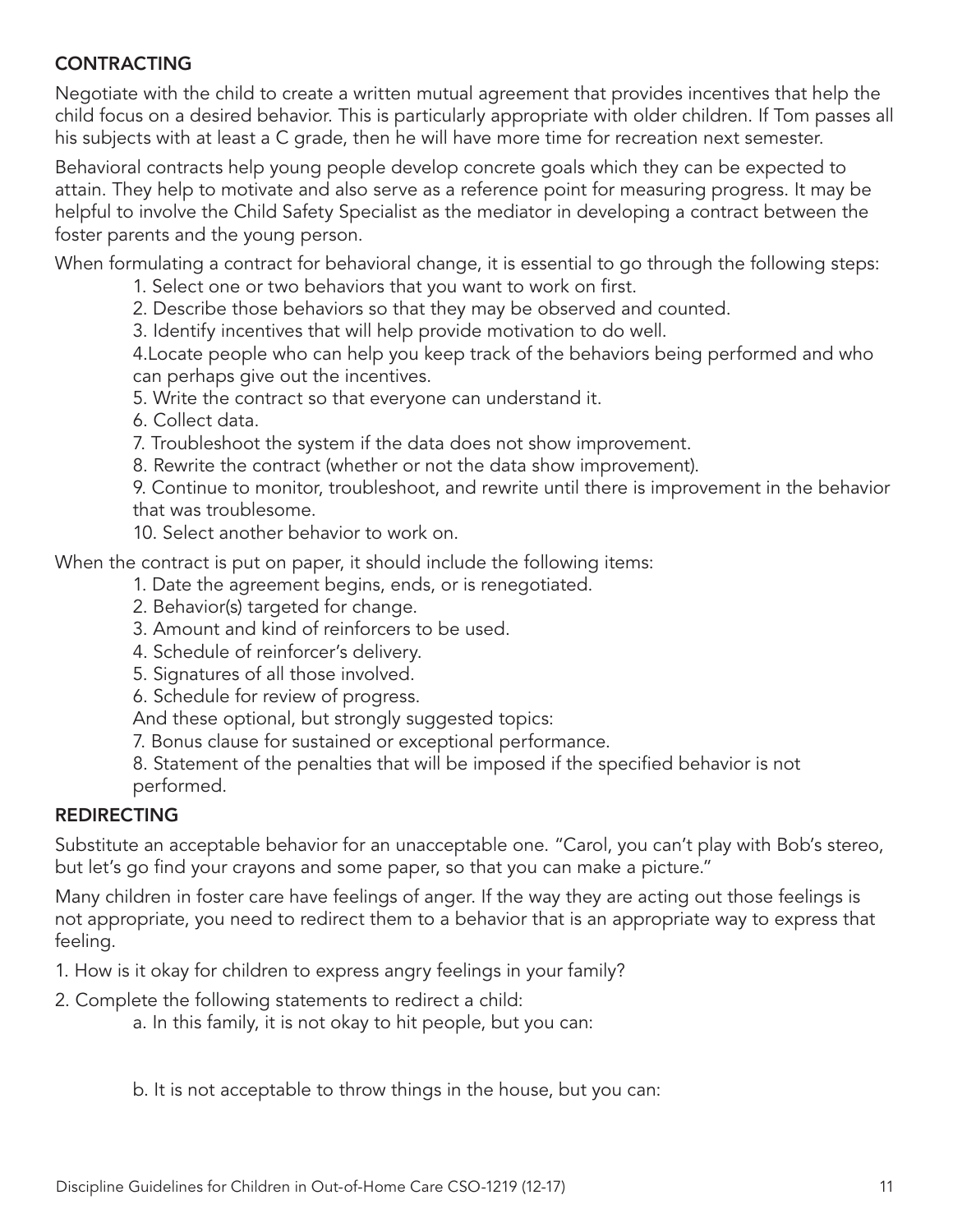## CONTRACTING

Negotiate with the child to create a written mutual agreement that provides incentives that help the child focus on a desired behavior. This is particularly appropriate with older children. If Tom passes all his subjects with at least a C grade, then he will have more time for recreation next semester.

Behavioral contracts help young people develop concrete goals which they can be expected to attain. They help to motivate and also serve as a reference point for measuring progress. It may be helpful to involve the Child Safety Specialist as the mediator in developing a contract between the foster parents and the young person.

When formulating a contract for behavioral change, it is essential to go through the following steps:

1. Select one or two behaviors that you want to work on first.
2. Describe those behaviors so that they may be observed and counted.
3. Identify incentives that will help provide motivation to do well.
4. Locate people who can help you keep track of the behaviors being performed and who can perhaps give out the incentives.
5. Write the contract so that everyone can understand it.
6. Collect data.
7. Troubleshoot the system if the data does not show improvement.
8. Rewrite the contract (whether or not the data show improvement).
9. Continue to monitor, troubleshoot, and rewrite until there is improvement in the behavior that was troublesome.
10. Select another behavior to work on.

When the contract is put on paper, it should include the following items:

1. Date the agreement begins, ends, or is renegotiated.
2. Behavior(s) targeted for change.
3. Amount and kind of reinforcers to be used.
4. Schedule of reinforcer's delivery.
5. Signatures of all those involved.
6. Schedule for review of progress.

And these optional, but strongly suggested topics:

7. Bonus clause for sustained or exceptional performance.
8. Statement of the penalties that will be imposed if the specified behavior is not performed.

## REDIRECTING

Substitute an acceptable behavior for an unacceptable one. "Carol, you can't play with Bob's stereo, but let's go find your crayons and some paper, so that you can make a picture."

Many children in foster care have feelings of anger. If the way they are acting out those feelings is not appropriate, you need to redirect them to a behavior that is an appropriate way to express that feeling.

1. How is it okay for children to express angry feelings in your family?
2. Complete the following statements to redirect a child:
   a. In this family, it is not okay to hit people, but you can:

   b. It is not acceptable to throw things in the house, but you can: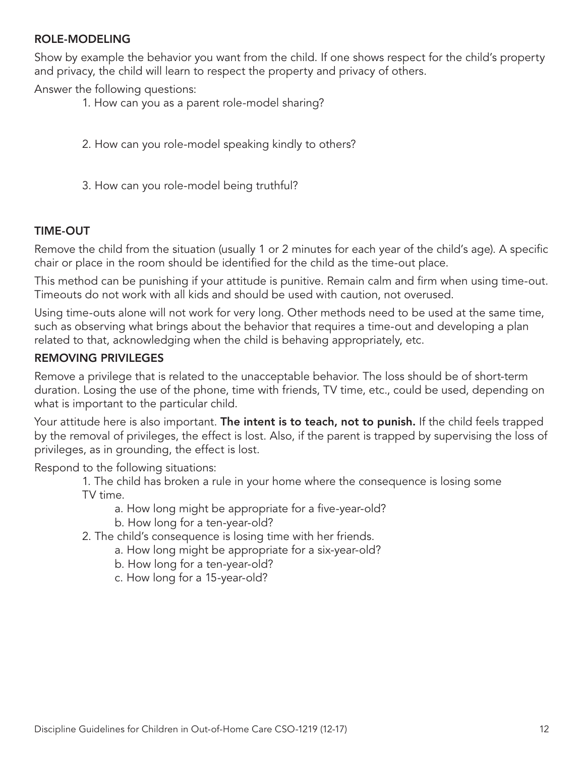## ROLE-MODELING

Show by example the behavior you want from the child. If one shows respect for the child's property and privacy, the child will learn to respect the property and privacy of others.

Answer the following questions:

1. How can you as a parent role-model sharing?

2. How can you role-model speaking kindly to others?

3. How can you role-model being truthful?

## TIME-OUT

Remove the child from the situation (usually 1 or 2 minutes for each year of the child's age). A specific chair or place in the room should be identified for the child as the time-out place.

This method can be punishing if your attitude is punitive. Remain calm and firm when using time-out. Timeouts do not work with all kids and should be used with caution, not overused.

Using time-outs alone will not work for very long. Other methods need to be used at the same time, such as observing what brings about the behavior that requires a time-out and developing a plan related to that, acknowledging when the child is behaving appropriately, etc.

## REMOVING PRIVILEGES

Remove a privilege that is related to the unacceptable behavior. The loss should be of short-term duration. Losing the use of the phone, time with friends, TV time, etc., could be used, depending on what is important to the particular child.

Your attitude here is also important. **The intent is to teach, not to punish.** If the child feels trapped by the removal of privileges, the effect is lost. Also, if the parent is trapped by supervising the loss of privileges, as in grounding, the effect is lost.

Respond to the following situations:

1. The child has broken a rule in your home where the consequence is losing some TV time.
   a. How long might be appropriate for a five-year-old?
   b. How long for a ten-year-old?
2. The child's consequence is losing time with her friends.
   a. How long might be appropriate for a six-year-old?
   b. How long for a ten-year-old?
   c. How long for a 15-year-old?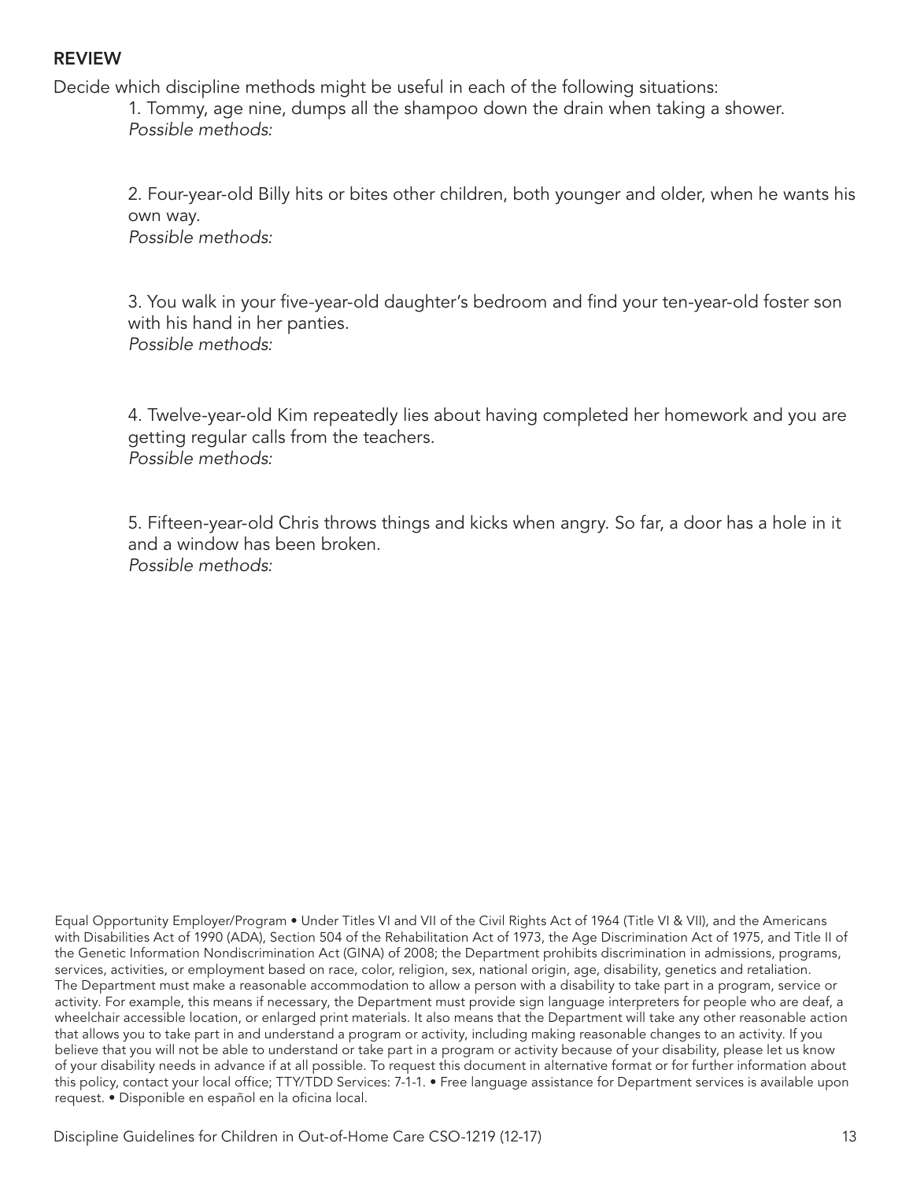## REVIEW

Decide which discipline methods might be useful in each of the following situations:

1. Tommy, age nine, dumps all the shampoo down the drain when taking a shower.
   *Possible methods:*

2. Four-year-old Billy hits or bites other children, both younger and older, when he wants his own way.
   *Possible methods:*

3. You walk in your five-year-old daughter's bedroom and find your ten-year-old foster son with his hand in her panties.
   *Possible methods:*

4. Twelve-year-old Kim repeatedly lies about having completed her homework and you are getting regular calls from the teachers.
   *Possible methods:*

5. Fifteen-year-old Chris throws things and kicks when angry. So far, a door has a hole in it and a window has been broken.
   *Possible methods:*

Equal Opportunity Employer/Program • Under Titles VI and VII of the Civil Rights Act of 1964 (Title VI & VII), and the Americans with Disabilities Act of 1990 (ADA), Section 504 of the Rehabilitation Act of 1973, the Age Discrimination Act of 1975, and Title II of the Genetic Information Nondiscrimination Act (GINA) of 2008; the Department prohibits discrimination in admissions, programs, services, activities, or employment based on race, color, religion, sex, national origin, age, disability, genetics and retaliation. The Department must make a reasonable accommodation to allow a person with a disability to take part in a program, service or activity. For example, this means if necessary, the Department must provide sign language interpreters for people who are deaf, a wheelchair accessible location, or enlarged print materials. It also means that the Department will take any other reasonable action that allows you to take part in and understand a program or activity, including making reasonable changes to an activity. If you believe that you will not be able to understand or take part in a program or activity because of your disability, please let us know of your disability needs in advance if at all possible. To request this document in alternative format or for further information about this policy, contact your local office; TTY/TDD Services: 7-1-1. • Free language assistance for Department services is available upon request. • Disponible en español en la oficina local.

Discipline Guidelines for Children in Out-of-Home Care CSO-1219 (12-17)